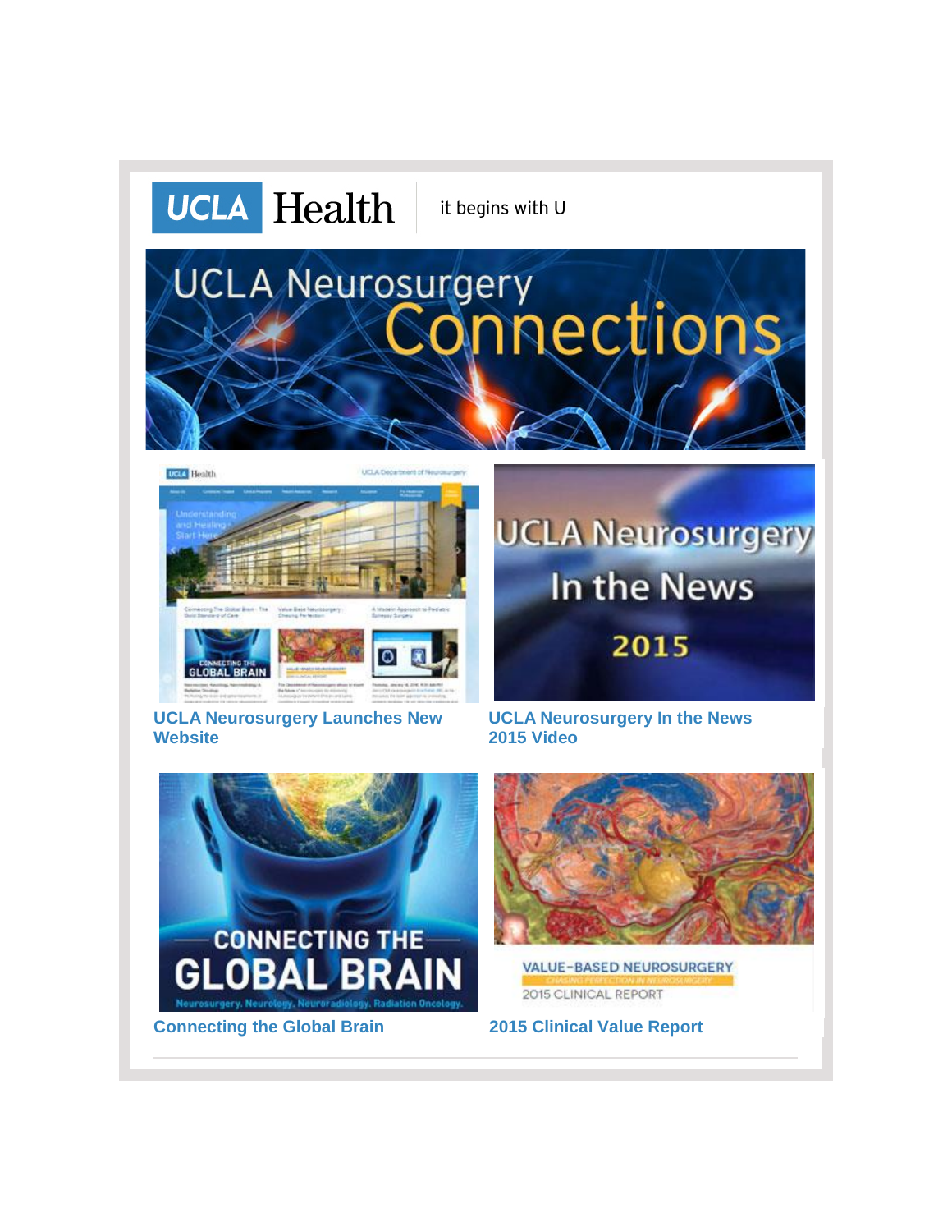UCLA Health | it begins with U

# UCLA Neurosurgery Connections

**UCLA Neurosurgery Launches New Website**

**UCLA Neurosurgery In the News 2015 Video**

**Connecting the Global Brain**

**2015 Clinical Value Report**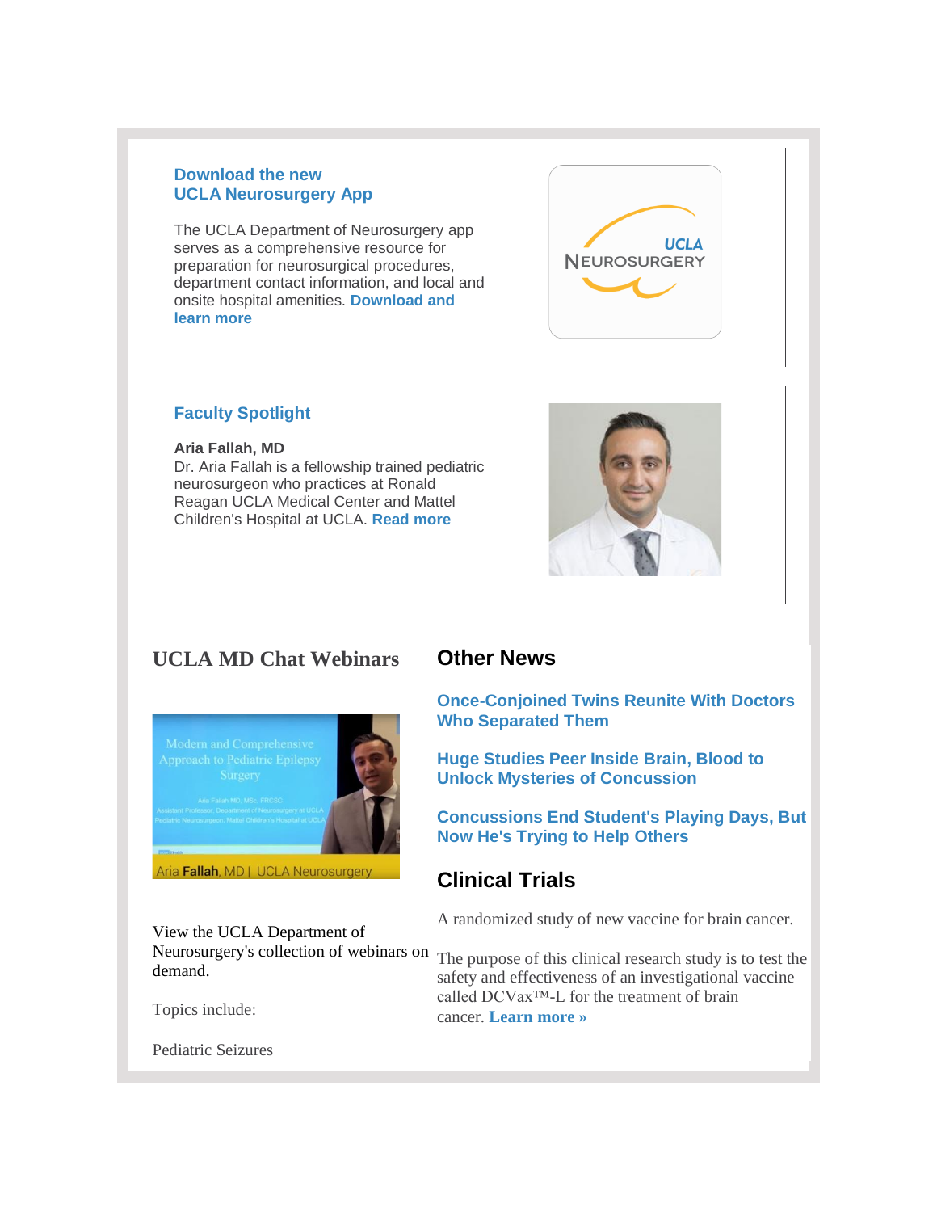## Download the new UCLA Neurosurgery App

The UCLA Department of Neurosurgery app serves as a comprehensive resource for preparation for neurosurgical procedures, department contact information, and local and onsite hospital amenities. **Download and learn more**

## Faculty Spotlight

**Aria Fallah, MD**
Dr. Aria Fallah is a fellowship trained pediatric neurosurgeon who practices at Ronald Reagan UCLA Medical Center and Mattel Children's Hospital at UCLA. **Read more**

---

## UCLA MD Chat Webinars

View the UCLA Department of Neurosurgery's collection of webinars on demand.

Topics include:

Pediatric Seizures

## Other News

**Once-Conjoined Twins Reunite With Doctors Who Separated Them**

**Huge Studies Peer Inside Brain, Blood to Unlock Mysteries of Concussion**

**Concussions End Student's Playing Days, But Now He's Trying to Help Others**

## Clinical Trials

A randomized study of new vaccine for brain cancer.

The purpose of this clinical research study is to test the safety and effectiveness of an investigational vaccine called DCVax™-L for the treatment of brain cancer. **Learn more »**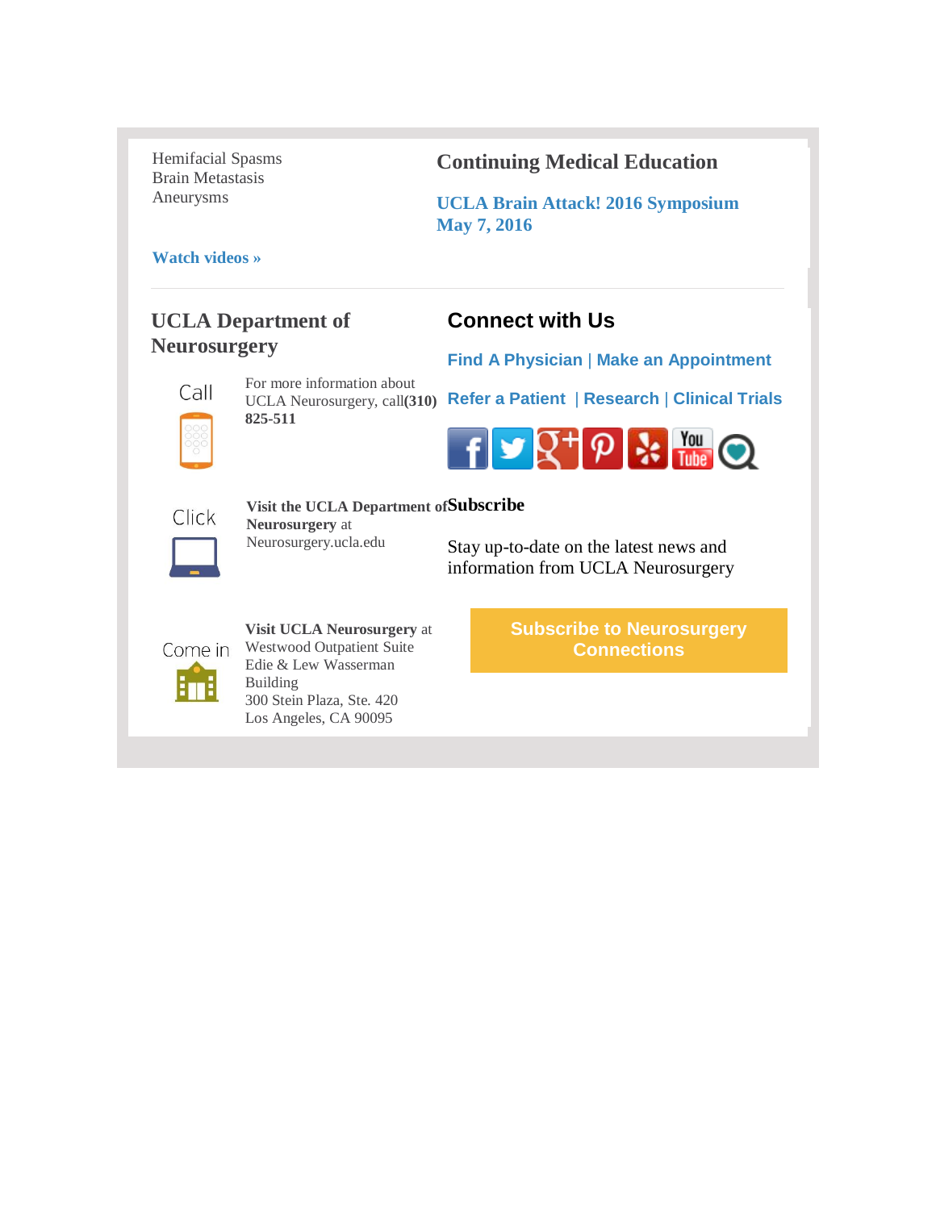Hemifacial Spasms
Brain Metastasis
Aneurysms

**Watch videos »**

## Continuing Medical Education

**UCLA Brain Attack! 2016 Symposium**
**May 7, 2016**

---

## UCLA Department of Neurosurgery

Call

For more information about UCLA Neurosurgery, call **(310) 825-511**

Click

**Visit the UCLA Department of Neurosurgery** at Neurosurgery.ucla.edu

Come in

**Visit UCLA Neurosurgery** at
Westwood Outpatient Suite
Edie & Lew Wasserman Building
300 Stein Plaza, Ste. 420
Los Angeles, CA 90095

## Connect with Us

**Find A Physician** | **Make an Appointment**

**Refer a Patient** | **Research** | **Clinical Trials**

## Subscribe

Stay up-to-date on the latest news and information from UCLA Neurosurgery

**Subscribe to Neurosurgery Connections**